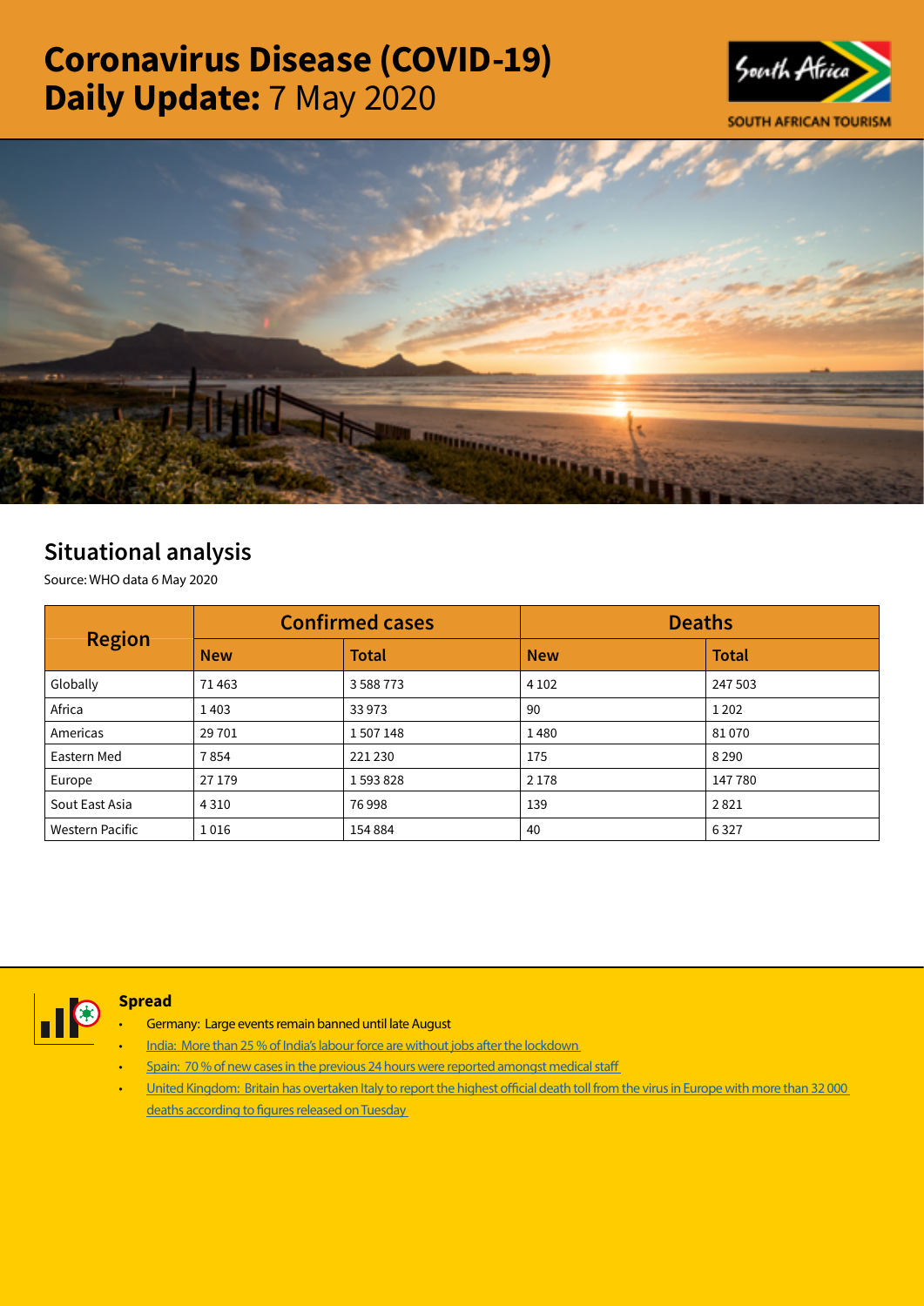# Coronavirus Disease (COVID-19) Daily Update: 7 May 2020

SOUTH AFRICAN TOURISM

## Situational analysis

Source: WHO data 6 May 2020

| Region | Confirmed cases | | Deaths | |
|---|---|---|---|---|
| | New | Total | New | Total |
| Globally | 71 463 | 3 588 773 | 4 102 | 247 503 |
| Africa | 1 403 | 33 973 | 90 | 1 202 |
| Americas | 29 701 | 1 507 148 | 1 480 | 81 070 |
| Eastern Med | 7 854 | 221 230 | 175 | 8 290 |
| Europe | 27 179 | 1 593 828 | 2 178 | 147 780 |
| Sout East Asia | 4 310 | 76 998 | 139 | 2 821 |
| Western Pacific | 1 016 | 154 884 | 40 | 6 327 |

### Spread

- Germany: Large events remain banned until late August
- India: More than 25 % of India's labour force are without jobs after the lockdown
- Spain: 70 % of new cases in the previous 24 hours were reported amongst medical staff
- United Kingdom: Britain has overtaken Italy to report the highest official death toll from the virus in Europe with more than 32 000 deaths according to figures released on Tuesday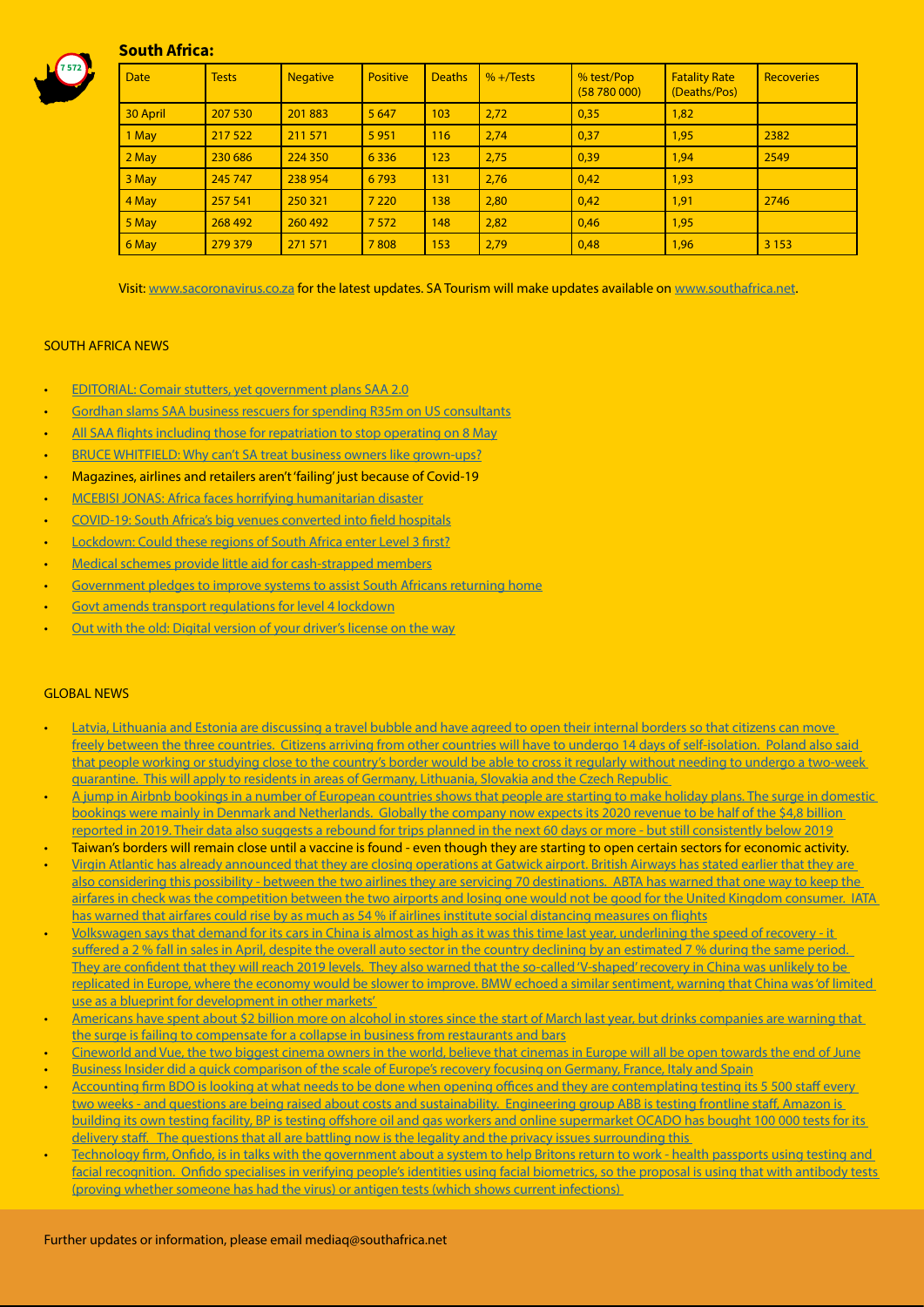## South Africa:

| Date | Tests | Negative | Positive | Deaths | % +/Tests | % test/Pop (58 780 000) | Fatality Rate (Deaths/Pos) | Recoveries |
|---|---|---|---|---|---|---|---|---|
| 30 April | 207 530 | 201 883 | 5 647 | 103 | 2,72 | 0,35 | 1,82 | |
| 1 May | 217 522 | 211 571 | 5 951 | 116 | 2,74 | 0,37 | 1,95 | 2382 |
| 2 May | 230 686 | 224 350 | 6 336 | 123 | 2,75 | 0,39 | 1,94 | 2549 |
| 3 May | 245 747 | 238 954 | 6 793 | 131 | 2,76 | 0,42 | 1,93 | |
| 4 May | 257 541 | 250 321 | 7 220 | 138 | 2,80 | 0,42 | 1,91 | 2746 |
| 5 May | 268 492 | 260 492 | 7 572 | 148 | 2,82 | 0,46 | 1,95 | |
| 6 May | 279 379 | 271 571 | 7 808 | 153 | 2,79 | 0,48 | 1,96 | 3 153 |

Visit: www.sacoronavirus.co.za for the latest updates. SA Tourism will make updates available on www.southafrica.net.

### SOUTH AFRICA NEWS

- EDITORIAL: Comair stutters, yet government plans SAA 2.0
- Gordhan slams SAA business rescuers for spending R35m on US consultants
- All SAA flights including those for repatriation to stop operating on 8 May
- BRUCE WHITFIELD: Why can't SA treat business owners like grown-ups?
- Magazines, airlines and retailers aren't 'failing' just because of Covid-19
- MCEBISI JONAS: Africa faces horrifying humanitarian disaster
- COVID-19: South Africa's big venues converted into field hospitals
- Lockdown: Could these regions of South Africa enter Level 3 first?
- Medical schemes provide little aid for cash-strapped members
- Government pledges to improve systems to assist South Africans returning home
- Govt amends transport regulations for level 4 lockdown
- Out with the old: Digital version of your driver's license on the way

### GLOBAL NEWS

- Latvia, Lithuania and Estonia are discussing a travel bubble and have agreed to open their internal borders so that citizens can move freely between the three countries. Citizens arriving from other countries will have to undergo 14 days of self-isolation. Poland also said that people working or studying close to the country's border would be able to cross it regularly without needing to undergo a two-week quarantine. This will apply to residents in areas of Germany, Lithuania, Slovakia and the Czech Republic
- A jump in Airbnb bookings in a number of European countries shows that people are starting to make holiday plans. The surge in domestic bookings were mainly in Denmark and Netherlands. Globally the company now expects its 2020 revenue to be half of the $4,8 billion reported in 2019. Their data also suggests a rebound for trips planned in the next 60 days or more - but still consistently below 2019
- Taiwan's borders will remain close until a vaccine is found - even though they are starting to open certain sectors for economic activity.
- Virgin Atlantic has already announced that they are closing operations at Gatwick airport. British Airways has stated earlier that they are also considering this possibility - between the two airlines they are servicing 70 destinations. ABTA has warned that one way to keep the airfares in check was the competition between the two airports and losing one would not be good for the United Kingdom consumer. IATA has warned that airfares could rise by as much as 54 % if airlines institute social distancing measures on flights
- Volkswagen says that demand for its cars in China is almost as high as it was this time last year, underlining the speed of recovery - it suffered a 2 % fall in sales in April, despite the overall auto sector in the country declining by an estimated 7 % during the same period. They are confident that they will reach 2019 levels. They also warned that the so-called 'V-shaped' recovery in China was unlikely to be replicated in Europe, where the economy would be slower to improve. BMW echoed a similar sentiment, warning that China was 'of limited use as a blueprint for development in other markets'
- Americans have spent about $2 billion more on alcohol in stores since the start of March last year, but drinks companies are warning that the surge is failing to compensate for a collapse in business from restaurants and bars
- Cineworld and Vue, the two biggest cinema owners in the world, believe that cinemas in Europe will all be open towards the end of June
- Business Insider did a quick comparison of the scale of Europe's recovery focusing on Germany, France, Italy and Spain
- Accounting firm BDO is looking at what needs to be done when opening offices and they are contemplating testing its 5 500 staff every two weeks - and questions are being raised about costs and sustainability. Engineering group ABB is testing frontline staff, Amazon is building its own testing facility, BP is testing offshore oil and gas workers and online supermarket OCADO has bought 100 000 tests for its delivery staff. The questions that all are battling now is the legality and the privacy issues surrounding this
- Technology firm, Onfido, is in talks with the government about a system to help Britons return to work - health passports using testing and facial recognition. Onfido specialises in verifying people's identities using facial biometrics, so the proposal is using that with antibody tests (proving whether someone has had the virus) or antigen tests (which shows current infections)

Further updates or information, please email mediaq@southafrica.net